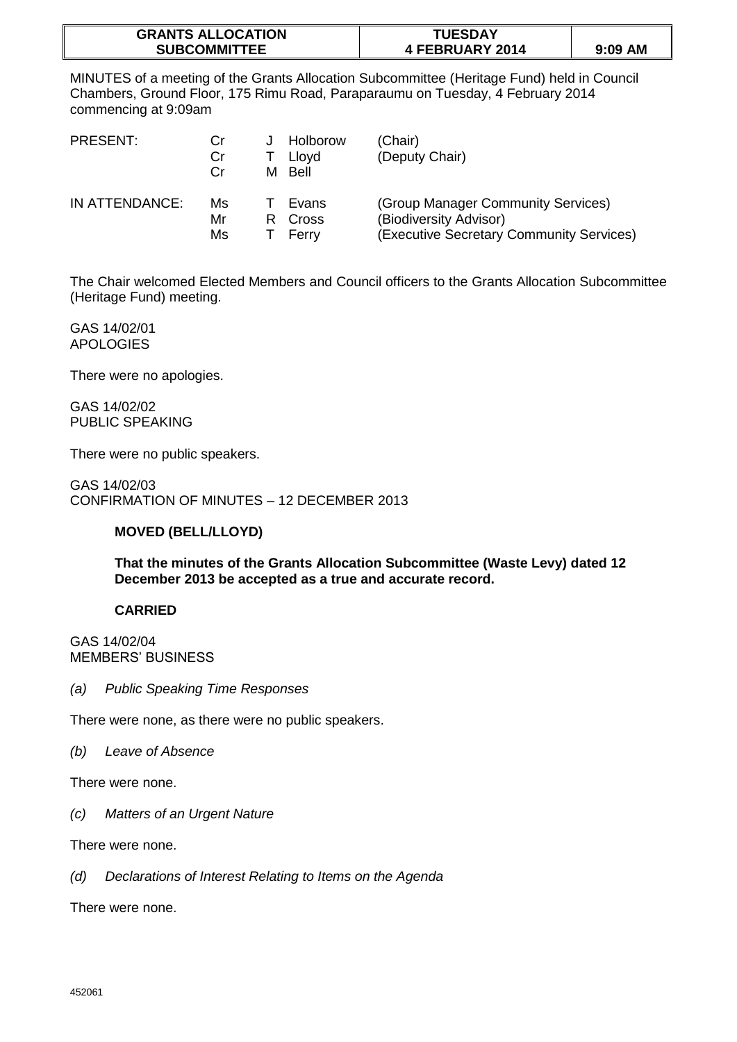| GRANTS ALLOCATION SUBCOMMITTEE | TUESDAY 4 FEBRUARY 2014 | 9:09 AM |
|---|---|---|

MINUTES of a meeting of the Grants Allocation Subcommittee (Heritage Fund) held in Council Chambers, Ground Floor, 175 Rimu Road, Paraparaumu on Tuesday, 4 February 2014 commencing at 9:09am

| | | | | |
|---|---|---|---|---|
| PRESENT: | Cr | J | Holborow | (Chair) |
| | Cr | T | Lloyd | (Deputy Chair) |
| | Cr | M | Bell | |
| IN ATTENDANCE: | Ms | T | Evans | (Group Manager Community Services) |
| | Mr | R | Cross | (Biodiversity Advisor) |
| | Ms | T | Ferry | (Executive Secretary Community Services) |

The Chair welcomed Elected Members and Council officers to the Grants Allocation Subcommittee (Heritage Fund) meeting.

GAS 14/02/01
APOLOGIES

There were no apologies.

GAS 14/02/02
PUBLIC SPEAKING

There were no public speakers.

GAS 14/02/03
CONFIRMATION OF MINUTES – 12 DECEMBER 2013

**MOVED (BELL/LLOYD)**

**That the minutes of the Grants Allocation Subcommittee (Waste Levy) dated 12 December 2013 be accepted as a true and accurate record.**

**CARRIED**

GAS 14/02/04
MEMBERS' BUSINESS

*(a) Public Speaking Time Responses*

There were none, as there were no public speakers.

*(b) Leave of Absence*

There were none.

*(c) Matters of an Urgent Nature*

There were none.

*(d) Declarations of Interest Relating to Items on the Agenda*

There were none.

452061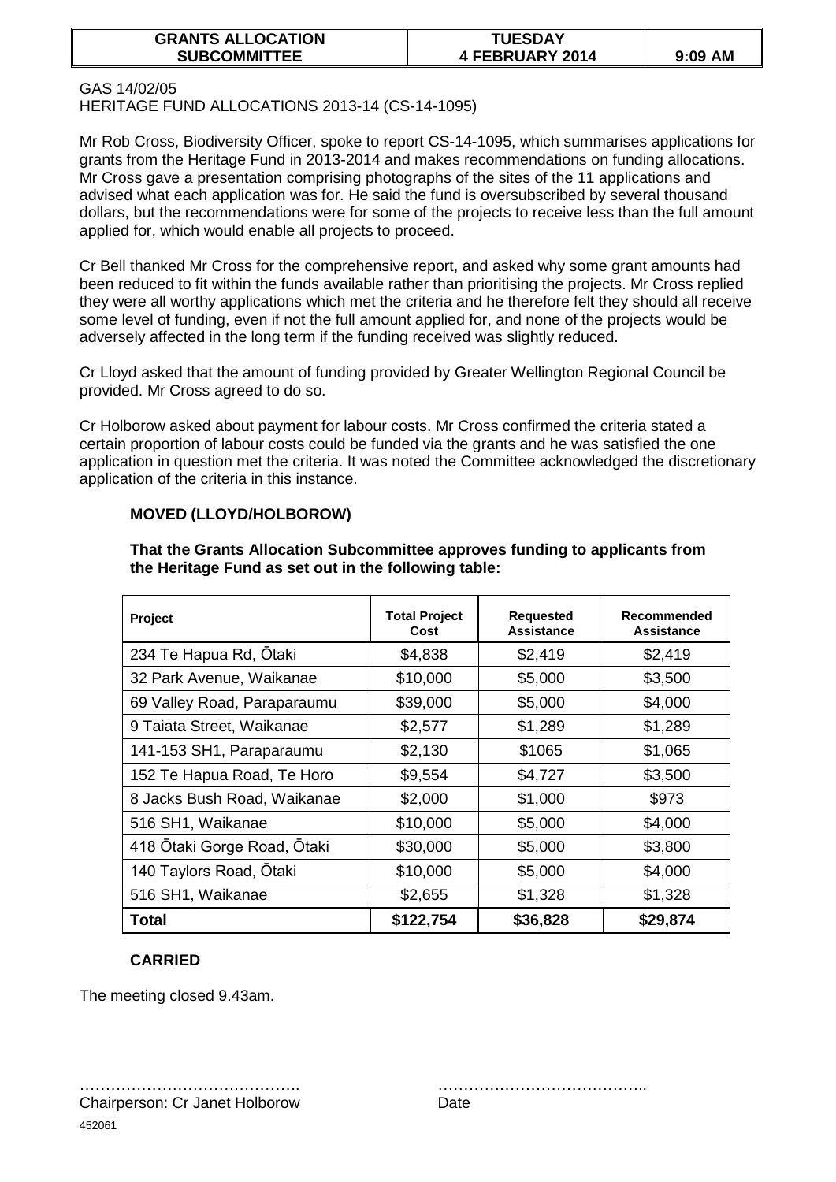GAS 14/02/05
HERITAGE FUND ALLOCATIONS 2013-14 (CS-14-1095)

Mr Rob Cross, Biodiversity Officer, spoke to report CS-14-1095, which summarises applications for grants from the Heritage Fund in 2013-2014 and makes recommendations on funding allocations. Mr Cross gave a presentation comprising photographs of the sites of the 11 applications and advised what each application was for. He said the fund is oversubscribed by several thousand dollars, but the recommendations were for some of the projects to receive less than the full amount applied for, which would enable all projects to proceed.

Cr Bell thanked Mr Cross for the comprehensive report, and asked why some grant amounts had been reduced to fit within the funds available rather than prioritising the projects. Mr Cross replied they were all worthy applications which met the criteria and he therefore felt they should all receive some level of funding, even if not the full amount applied for, and none of the projects would be adversely affected in the long term if the funding received was slightly reduced.

Cr Lloyd asked that the amount of funding provided by Greater Wellington Regional Council be provided. Mr Cross agreed to do so.

Cr Holborow asked about payment for labour costs. Mr Cross confirmed the criteria stated a certain proportion of labour costs could be funded via the grants and he was satisfied the one application in question met the criteria. It was noted the Committee acknowledged the discretionary application of the criteria in this instance.

**MOVED (LLOYD/HOLBOROW)**

**That the Grants Allocation Subcommittee approves funding to applicants from the Heritage Fund as set out in the following table:**

| Project | Total Project Cost | Requested Assistance | Recommended Assistance |
|---|---|---|---|
| 234 Te Hapua Rd, Ōtaki | $4,838 | $2,419 | $2,419 |
| 32 Park Avenue, Waikanae | $10,000 | $5,000 | $3,500 |
| 69 Valley Road, Paraparaumu | $39,000 | $5,000 | $4,000 |
| 9 Taiata Street, Waikanae | $2,577 | $1,289 | $1,289 |
| 141-153 SH1, Paraparaumu | $2,130 | $1065 | $1,065 |
| 152 Te Hapua Road, Te Horo | $9,554 | $4,727 | $3,500 |
| 8 Jacks Bush Road, Waikanae | $2,000 | $1,000 | $973 |
| 516 SH1, Waikanae | $10,000 | $5,000 | $4,000 |
| 418 Ōtaki Gorge Road, Ōtaki | $30,000 | $5,000 | $3,800 |
| 140 Taylors Road, Ōtaki | $10,000 | $5,000 | $4,000 |
| 516 SH1, Waikanae | $2,655 | $1,328 | $1,328 |
| **Total** | **$122,754** | **$36,828** | **$29,874** |

**CARRIED**

The meeting closed 9.43am.

……………………………………. ……………………………………..

Chairperson: Cr Janet Holborow Date

452061